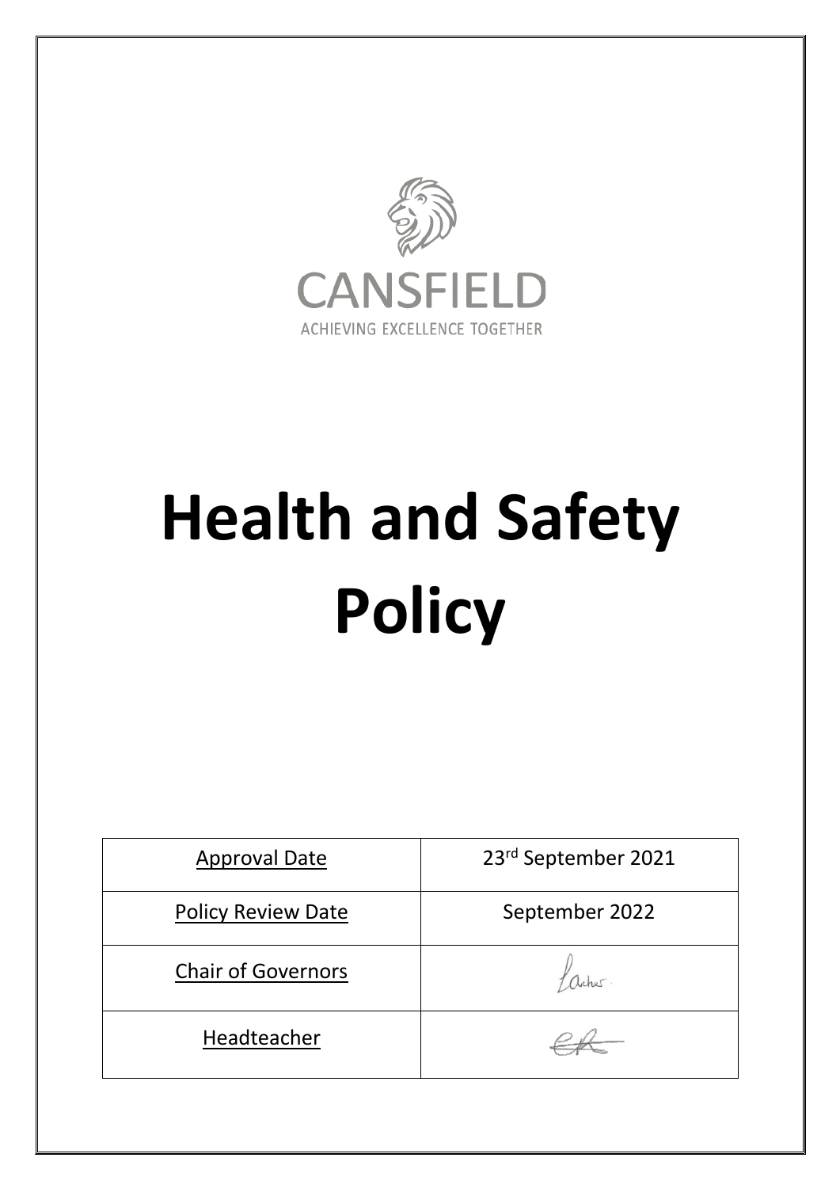CANSFIELD

ACHIEVING EXCELLENCE TOGETHER

# Health and Safety Policy

| Approval Date | 23rd September 2021 |
| --- | --- |
| Policy Review Date | September 2022 |
| Chair of Governors | |
| Headteacher | |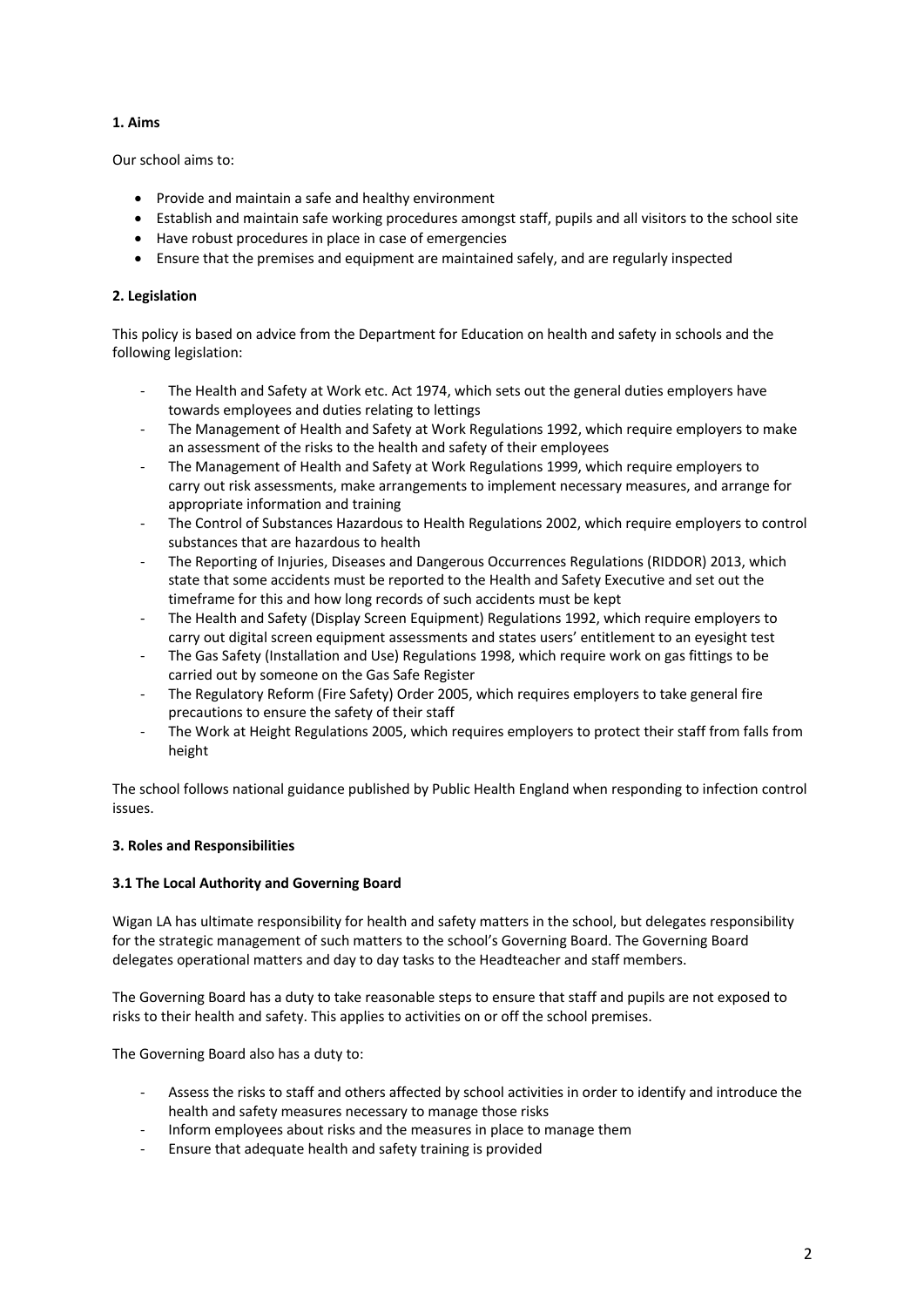**1. Aims**

Our school aims to:

- Provide and maintain a safe and healthy environment
- Establish and maintain safe working procedures amongst staff, pupils and all visitors to the school site
- Have robust procedures in place in case of emergencies
- Ensure that the premises and equipment are maintained safely, and are regularly inspected

**2. Legislation**

This policy is based on advice from the Department for Education on health and safety in schools and the following legislation:

- The Health and Safety at Work etc. Act 1974, which sets out the general duties employers have towards employees and duties relating to lettings
- The Management of Health and Safety at Work Regulations 1992, which require employers to make an assessment of the risks to the health and safety of their employees
- The Management of Health and Safety at Work Regulations 1999, which require employers to carry out risk assessments, make arrangements to implement necessary measures, and arrange for appropriate information and training
- The Control of Substances Hazardous to Health Regulations 2002, which require employers to control substances that are hazardous to health
- The Reporting of Injuries, Diseases and Dangerous Occurrences Regulations (RIDDOR) 2013, which state that some accidents must be reported to the Health and Safety Executive and set out the timeframe for this and how long records of such accidents must be kept
- The Health and Safety (Display Screen Equipment) Regulations 1992, which require employers to carry out digital screen equipment assessments and states users' entitlement to an eyesight test
- The Gas Safety (Installation and Use) Regulations 1998, which require work on gas fittings to be carried out by someone on the Gas Safe Register
- The Regulatory Reform (Fire Safety) Order 2005, which requires employers to take general fire precautions to ensure the safety of their staff
- The Work at Height Regulations 2005, which requires employers to protect their staff from falls from height

The school follows national guidance published by Public Health England when responding to infection control issues.

**3. Roles and Responsibilities**

**3.1 The Local Authority and Governing Board**

Wigan LA has ultimate responsibility for health and safety matters in the school, but delegates responsibility for the strategic management of such matters to the school's Governing Board. The Governing Board delegates operational matters and day to day tasks to the Headteacher and staff members.

The Governing Board has a duty to take reasonable steps to ensure that staff and pupils are not exposed to risks to their health and safety. This applies to activities on or off the school premises.

The Governing Board also has a duty to:

- Assess the risks to staff and others affected by school activities in order to identify and introduce the health and safety measures necessary to manage those risks
- Inform employees about risks and the measures in place to manage them
- Ensure that adequate health and safety training is provided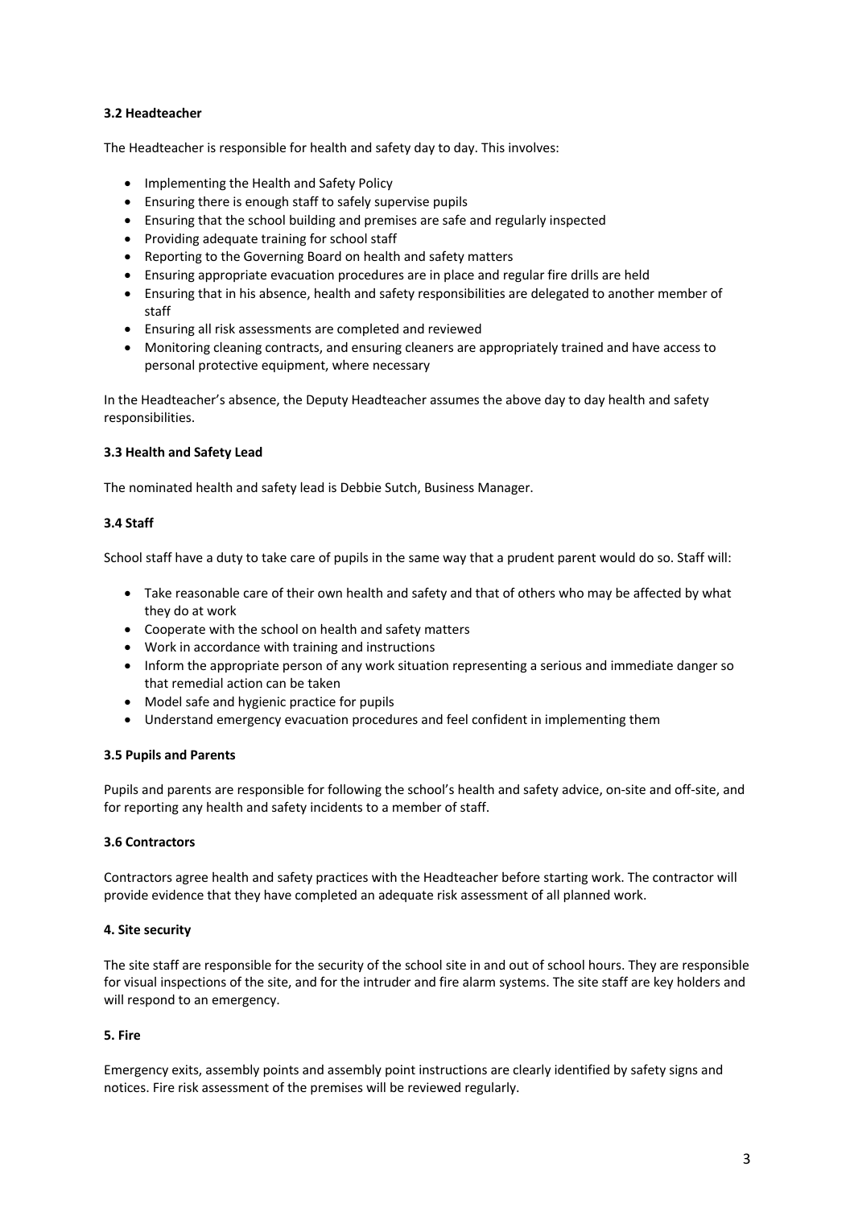### 3.2 Headteacher

The Headteacher is responsible for health and safety day to day. This involves:

- Implementing the Health and Safety Policy
- Ensuring there is enough staff to safely supervise pupils
- Ensuring that the school building and premises are safe and regularly inspected
- Providing adequate training for school staff
- Reporting to the Governing Board on health and safety matters
- Ensuring appropriate evacuation procedures are in place and regular fire drills are held
- Ensuring that in his absence, health and safety responsibilities are delegated to another member of staff
- Ensuring all risk assessments are completed and reviewed
- Monitoring cleaning contracts, and ensuring cleaners are appropriately trained and have access to personal protective equipment, where necessary

In the Headteacher's absence, the Deputy Headteacher assumes the above day to day health and safety responsibilities.

### 3.3 Health and Safety Lead

The nominated health and safety lead is Debbie Sutch, Business Manager.

### 3.4 Staff

School staff have a duty to take care of pupils in the same way that a prudent parent would do so. Staff will:

- Take reasonable care of their own health and safety and that of others who may be affected by what they do at work
- Cooperate with the school on health and safety matters
- Work in accordance with training and instructions
- Inform the appropriate person of any work situation representing a serious and immediate danger so that remedial action can be taken
- Model safe and hygienic practice for pupils
- Understand emergency evacuation procedures and feel confident in implementing them

### 3.5 Pupils and Parents

Pupils and parents are responsible for following the school's health and safety advice, on-site and off-site, and for reporting any health and safety incidents to a member of staff.

### 3.6 Contractors

Contractors agree health and safety practices with the Headteacher before starting work. The contractor will provide evidence that they have completed an adequate risk assessment of all planned work.

## 4. Site security

The site staff are responsible for the security of the school site in and out of school hours. They are responsible for visual inspections of the site, and for the intruder and fire alarm systems. The site staff are key holders and will respond to an emergency.

## 5. Fire

Emergency exits, assembly points and assembly point instructions are clearly identified by safety signs and notices. Fire risk assessment of the premises will be reviewed regularly.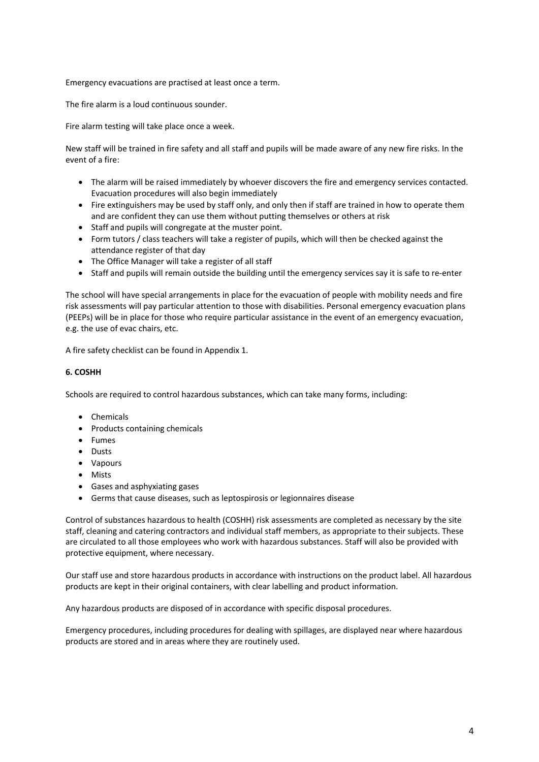Emergency evacuations are practised at least once a term.

The fire alarm is a loud continuous sounder.

Fire alarm testing will take place once a week.

New staff will be trained in fire safety and all staff and pupils will be made aware of any new fire risks. In the event of a fire:

- The alarm will be raised immediately by whoever discovers the fire and emergency services contacted. Evacuation procedures will also begin immediately
- Fire extinguishers may be used by staff only, and only then if staff are trained in how to operate them and are confident they can use them without putting themselves or others at risk
- Staff and pupils will congregate at the muster point.
- Form tutors / class teachers will take a register of pupils, which will then be checked against the attendance register of that day
- The Office Manager will take a register of all staff
- Staff and pupils will remain outside the building until the emergency services say it is safe to re-enter

The school will have special arrangements in place for the evacuation of people with mobility needs and fire risk assessments will pay particular attention to those with disabilities. Personal emergency evacuation plans (PEEPs) will be in place for those who require particular assistance in the event of an emergency evacuation, e.g. the use of evac chairs, etc.

A fire safety checklist can be found in Appendix 1.

**6. COSHH**

Schools are required to control hazardous substances, which can take many forms, including:

- Chemicals
- Products containing chemicals
- Fumes
- Dusts
- Vapours
- Mists
- Gases and asphyxiating gases
- Germs that cause diseases, such as leptospirosis or legionnaires disease

Control of substances hazardous to health (COSHH) risk assessments are completed as necessary by the site staff, cleaning and catering contractors and individual staff members, as appropriate to their subjects. These are circulated to all those employees who work with hazardous substances. Staff will also be provided with protective equipment, where necessary.

Our staff use and store hazardous products in accordance with instructions on the product label. All hazardous products are kept in their original containers, with clear labelling and product information.

Any hazardous products are disposed of in accordance with specific disposal procedures.

Emergency procedures, including procedures for dealing with spillages, are displayed near where hazardous products are stored and in areas where they are routinely used.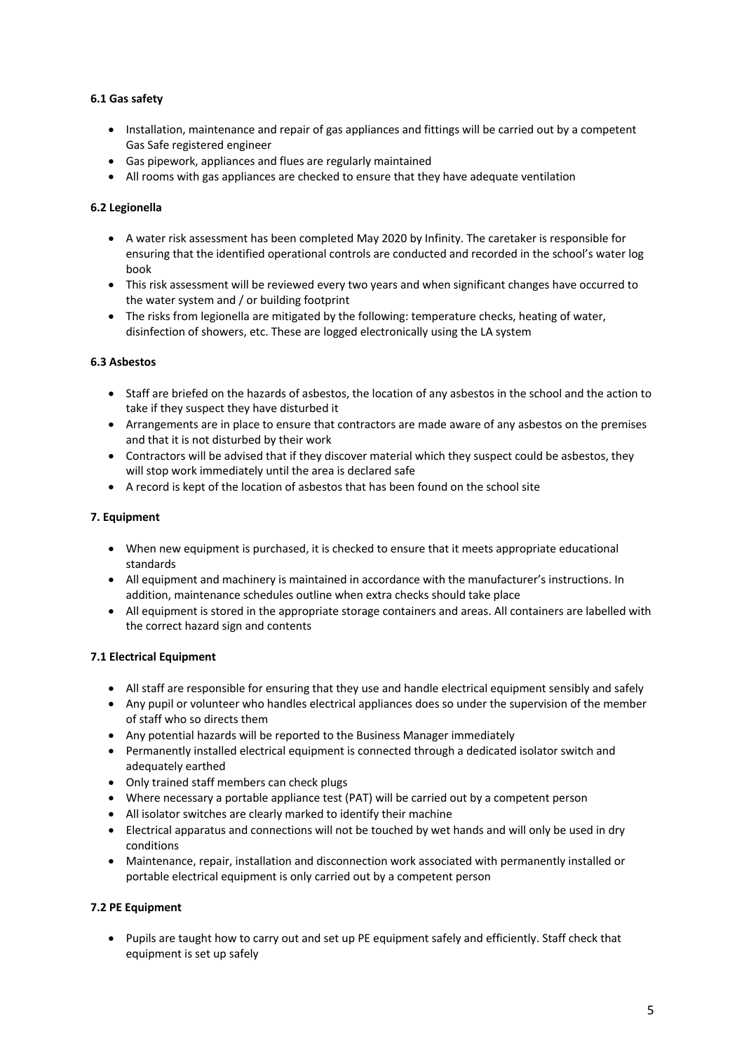### 6.1 Gas safety

- Installation, maintenance and repair of gas appliances and fittings will be carried out by a competent Gas Safe registered engineer
- Gas pipework, appliances and flues are regularly maintained
- All rooms with gas appliances are checked to ensure that they have adequate ventilation

### 6.2 Legionella

- A water risk assessment has been completed May 2020 by Infinity. The caretaker is responsible for ensuring that the identified operational controls are conducted and recorded in the school's water log book
- This risk assessment will be reviewed every two years and when significant changes have occurred to the water system and / or building footprint
- The risks from legionella are mitigated by the following: temperature checks, heating of water, disinfection of showers, etc. These are logged electronically using the LA system

### 6.3 Asbestos

- Staff are briefed on the hazards of asbestos, the location of any asbestos in the school and the action to take if they suspect they have disturbed it
- Arrangements are in place to ensure that contractors are made aware of any asbestos on the premises and that it is not disturbed by their work
- Contractors will be advised that if they discover material which they suspect could be asbestos, they will stop work immediately until the area is declared safe
- A record is kept of the location of asbestos that has been found on the school site

## 7. Equipment

- When new equipment is purchased, it is checked to ensure that it meets appropriate educational standards
- All equipment and machinery is maintained in accordance with the manufacturer's instructions. In addition, maintenance schedules outline when extra checks should take place
- All equipment is stored in the appropriate storage containers and areas. All containers are labelled with the correct hazard sign and contents

### 7.1 Electrical Equipment

- All staff are responsible for ensuring that they use and handle electrical equipment sensibly and safely
- Any pupil or volunteer who handles electrical appliances does so under the supervision of the member of staff who so directs them
- Any potential hazards will be reported to the Business Manager immediately
- Permanently installed electrical equipment is connected through a dedicated isolator switch and adequately earthed
- Only trained staff members can check plugs
- Where necessary a portable appliance test (PAT) will be carried out by a competent person
- All isolator switches are clearly marked to identify their machine
- Electrical apparatus and connections will not be touched by wet hands and will only be used in dry conditions
- Maintenance, repair, installation and disconnection work associated with permanently installed or portable electrical equipment is only carried out by a competent person

### 7.2 PE Equipment

- Pupils are taught how to carry out and set up PE equipment safely and efficiently. Staff check that equipment is set up safely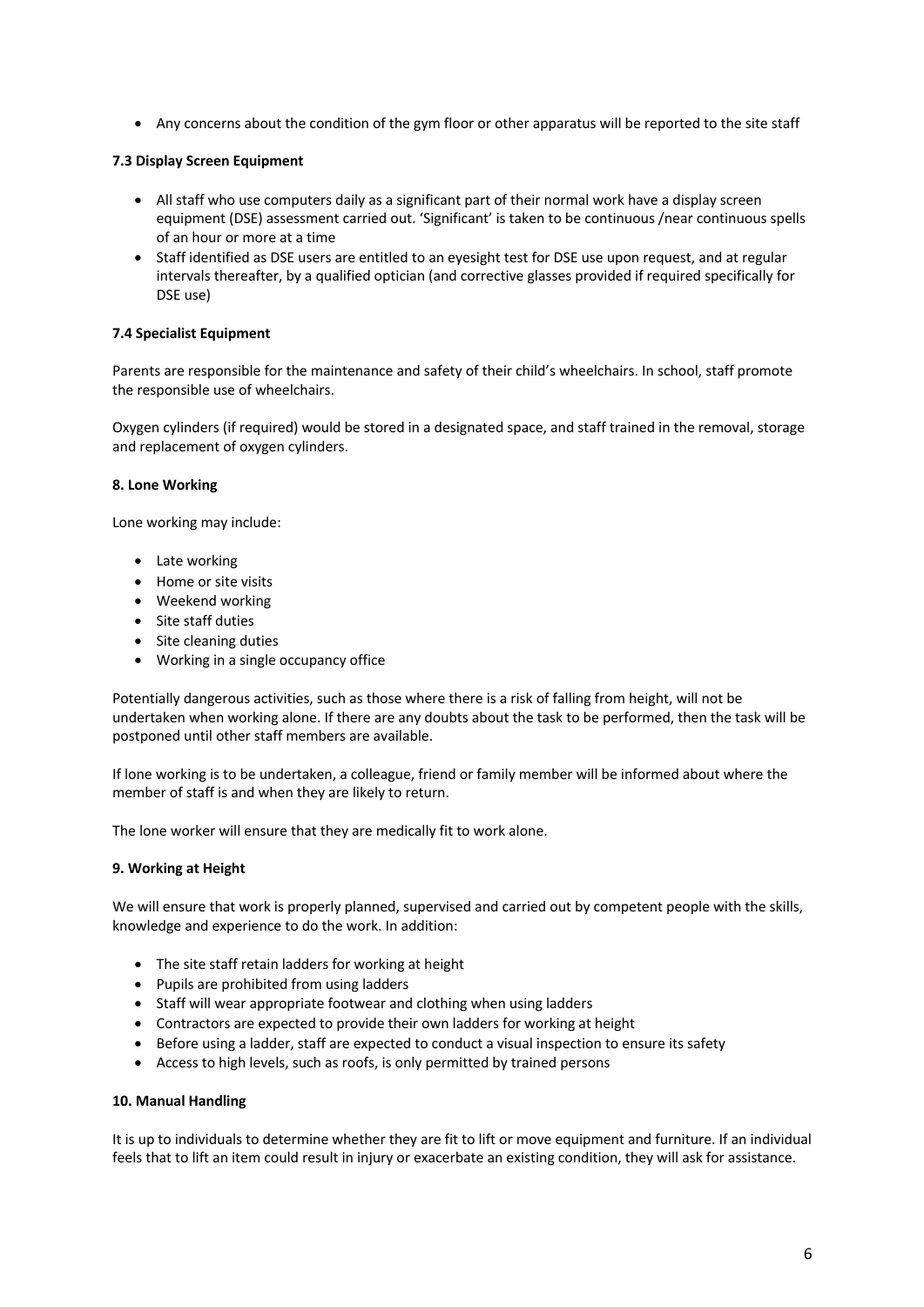- Any concerns about the condition of the gym floor or other apparatus will be reported to the site staff

**7.3 Display Screen Equipment**

- All staff who use computers daily as a significant part of their normal work have a display screen equipment (DSE) assessment carried out. 'Significant' is taken to be continuous /near continuous spells of an hour or more at a time
- Staff identified as DSE users are entitled to an eyesight test for DSE use upon request, and at regular intervals thereafter, by a qualified optician (and corrective glasses provided if required specifically for DSE use)

**7.4 Specialist Equipment**

Parents are responsible for the maintenance and safety of their child's wheelchairs. In school, staff promote the responsible use of wheelchairs.

Oxygen cylinders (if required) would be stored in a designated space, and staff trained in the removal, storage and replacement of oxygen cylinders.

**8. Lone Working**

Lone working may include:

- Late working
- Home or site visits
- Weekend working
- Site staff duties
- Site cleaning duties
- Working in a single occupancy office

Potentially dangerous activities, such as those where there is a risk of falling from height, will not be undertaken when working alone. If there are any doubts about the task to be performed, then the task will be postponed until other staff members are available.

If lone working is to be undertaken, a colleague, friend or family member will be informed about where the member of staff is and when they are likely to return.

The lone worker will ensure that they are medically fit to work alone.

**9. Working at Height**

We will ensure that work is properly planned, supervised and carried out by competent people with the skills, knowledge and experience to do the work. In addition:

- The site staff retain ladders for working at height
- Pupils are prohibited from using ladders
- Staff will wear appropriate footwear and clothing when using ladders
- Contractors are expected to provide their own ladders for working at height
- Before using a ladder, staff are expected to conduct a visual inspection to ensure its safety
- Access to high levels, such as roofs, is only permitted by trained persons

**10. Manual Handling**

It is up to individuals to determine whether they are fit to lift or move equipment and furniture. If an individual feels that to lift an item could result in injury or exacerbate an existing condition, they will ask for assistance.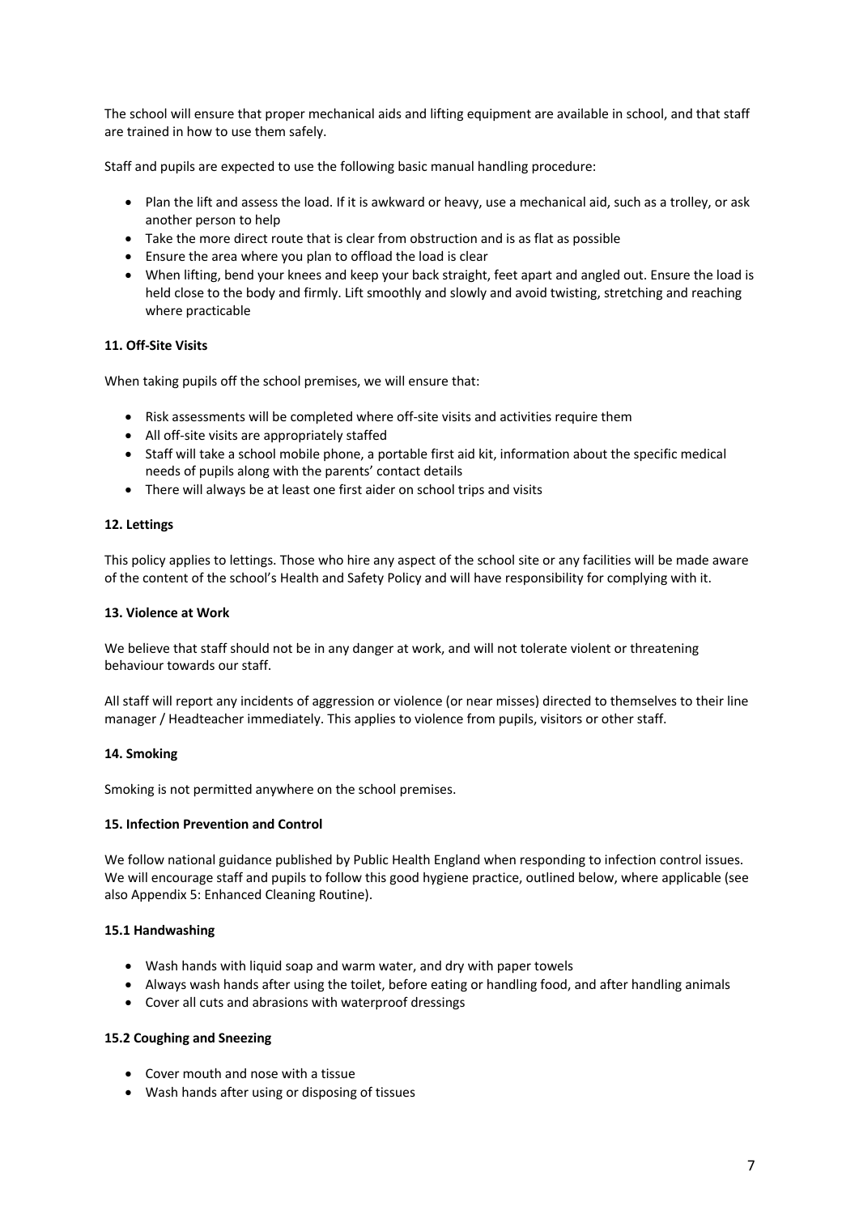The school will ensure that proper mechanical aids and lifting equipment are available in school, and that staff are trained in how to use them safely.

Staff and pupils are expected to use the following basic manual handling procedure:

- Plan the lift and assess the load. If it is awkward or heavy, use a mechanical aid, such as a trolley, or ask another person to help
- Take the more direct route that is clear from obstruction and is as flat as possible
- Ensure the area where you plan to offload the load is clear
- When lifting, bend your knees and keep your back straight, feet apart and angled out. Ensure the load is held close to the body and firmly. Lift smoothly and slowly and avoid twisting, stretching and reaching where practicable

**11. Off-Site Visits**

When taking pupils off the school premises, we will ensure that:

- Risk assessments will be completed where off-site visits and activities require them
- All off-site visits are appropriately staffed
- Staff will take a school mobile phone, a portable first aid kit, information about the specific medical needs of pupils along with the parents' contact details
- There will always be at least one first aider on school trips and visits

**12. Lettings**

This policy applies to lettings. Those who hire any aspect of the school site or any facilities will be made aware of the content of the school's Health and Safety Policy and will have responsibility for complying with it.

**13. Violence at Work**

We believe that staff should not be in any danger at work, and will not tolerate violent or threatening behaviour towards our staff.

All staff will report any incidents of aggression or violence (or near misses) directed to themselves to their line manager / Headteacher immediately. This applies to violence from pupils, visitors or other staff.

**14. Smoking**

Smoking is not permitted anywhere on the school premises.

**15. Infection Prevention and Control**

We follow national guidance published by Public Health England when responding to infection control issues. We will encourage staff and pupils to follow this good hygiene practice, outlined below, where applicable (see also Appendix 5: Enhanced Cleaning Routine).

**15.1 Handwashing**

- Wash hands with liquid soap and warm water, and dry with paper towels
- Always wash hands after using the toilet, before eating or handling food, and after handling animals
- Cover all cuts and abrasions with waterproof dressings

**15.2 Coughing and Sneezing**

- Cover mouth and nose with a tissue
- Wash hands after using or disposing of tissues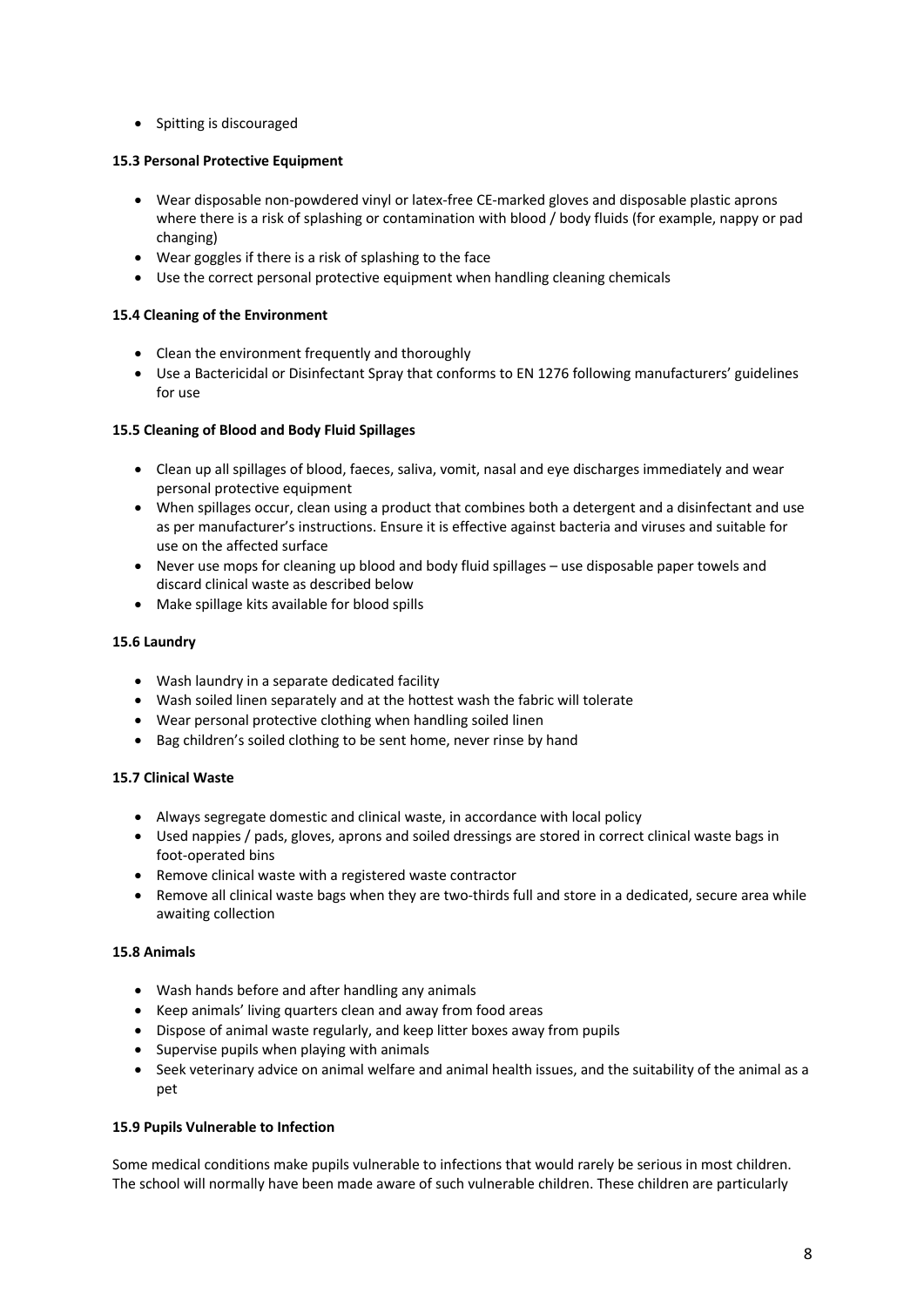- Spitting is discouraged

**15.3 Personal Protective Equipment**

- Wear disposable non-powdered vinyl or latex-free CE-marked gloves and disposable plastic aprons where there is a risk of splashing or contamination with blood / body fluids (for example, nappy or pad changing)
- Wear goggles if there is a risk of splashing to the face
- Use the correct personal protective equipment when handling cleaning chemicals

**15.4 Cleaning of the Environment**

- Clean the environment frequently and thoroughly
- Use a Bactericidal or Disinfectant Spray that conforms to EN 1276 following manufacturers' guidelines for use

**15.5 Cleaning of Blood and Body Fluid Spillages**

- Clean up all spillages of blood, faeces, saliva, vomit, nasal and eye discharges immediately and wear personal protective equipment
- When spillages occur, clean using a product that combines both a detergent and a disinfectant and use as per manufacturer's instructions. Ensure it is effective against bacteria and viruses and suitable for use on the affected surface
- Never use mops for cleaning up blood and body fluid spillages – use disposable paper towels and discard clinical waste as described below
- Make spillage kits available for blood spills

**15.6 Laundry**

- Wash laundry in a separate dedicated facility
- Wash soiled linen separately and at the hottest wash the fabric will tolerate
- Wear personal protective clothing when handling soiled linen
- Bag children's soiled clothing to be sent home, never rinse by hand

**15.7 Clinical Waste**

- Always segregate domestic and clinical waste, in accordance with local policy
- Used nappies / pads, gloves, aprons and soiled dressings are stored in correct clinical waste bags in foot-operated bins
- Remove clinical waste with a registered waste contractor
- Remove all clinical waste bags when they are two-thirds full and store in a dedicated, secure area while awaiting collection

**15.8 Animals**

- Wash hands before and after handling any animals
- Keep animals' living quarters clean and away from food areas
- Dispose of animal waste regularly, and keep litter boxes away from pupils
- Supervise pupils when playing with animals
- Seek veterinary advice on animal welfare and animal health issues, and the suitability of the animal as a pet

**15.9 Pupils Vulnerable to Infection**

Some medical conditions make pupils vulnerable to infections that would rarely be serious in most children. The school will normally have been made aware of such vulnerable children. These children are particularly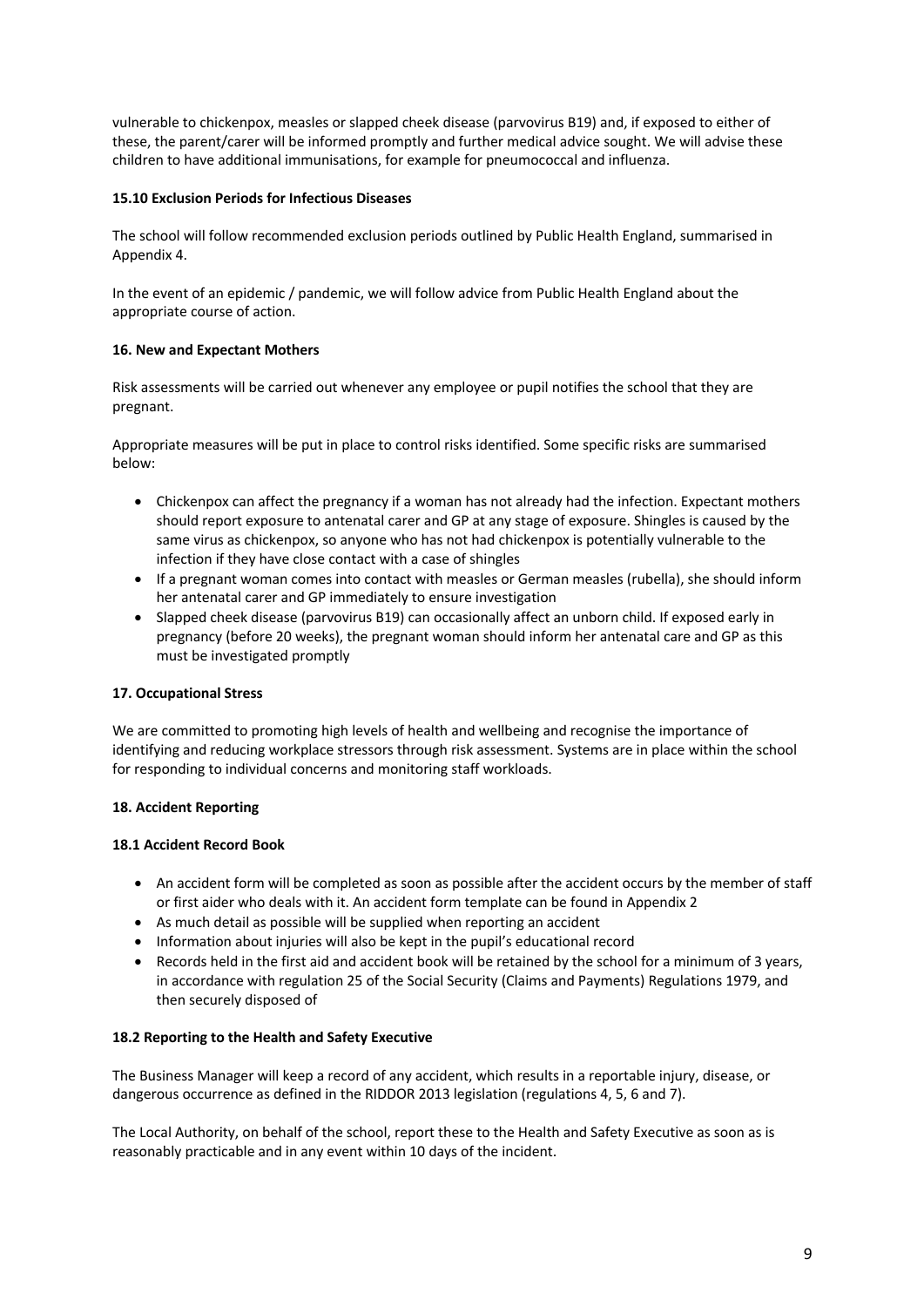vulnerable to chickenpox, measles or slapped cheek disease (parvovirus B19) and, if exposed to either of these, the parent/carer will be informed promptly and further medical advice sought. We will advise these children to have additional immunisations, for example for pneumococcal and influenza.

#### 15.10 Exclusion Periods for Infectious Diseases

The school will follow recommended exclusion periods outlined by Public Health England, summarised in Appendix 4.

In the event of an epidemic / pandemic, we will follow advice from Public Health England about the appropriate course of action.

### 16. New and Expectant Mothers

Risk assessments will be carried out whenever any employee or pupil notifies the school that they are pregnant.

Appropriate measures will be put in place to control risks identified. Some specific risks are summarised below:

- Chickenpox can affect the pregnancy if a woman has not already had the infection. Expectant mothers should report exposure to antenatal carer and GP at any stage of exposure. Shingles is caused by the same virus as chickenpox, so anyone who has not had chickenpox is potentially vulnerable to the infection if they have close contact with a case of shingles
- If a pregnant woman comes into contact with measles or German measles (rubella), she should inform her antenatal carer and GP immediately to ensure investigation
- Slapped cheek disease (parvovirus B19) can occasionally affect an unborn child. If exposed early in pregnancy (before 20 weeks), the pregnant woman should inform her antenatal care and GP as this must be investigated promptly

### 17. Occupational Stress

We are committed to promoting high levels of health and wellbeing and recognise the importance of identifying and reducing workplace stressors through risk assessment. Systems are in place within the school for responding to individual concerns and monitoring staff workloads.

### 18. Accident Reporting

#### 18.1 Accident Record Book

- An accident form will be completed as soon as possible after the accident occurs by the member of staff or first aider who deals with it. An accident form template can be found in Appendix 2
- As much detail as possible will be supplied when reporting an accident
- Information about injuries will also be kept in the pupil's educational record
- Records held in the first aid and accident book will be retained by the school for a minimum of 3 years, in accordance with regulation 25 of the Social Security (Claims and Payments) Regulations 1979, and then securely disposed of

#### 18.2 Reporting to the Health and Safety Executive

The Business Manager will keep a record of any accident, which results in a reportable injury, disease, or dangerous occurrence as defined in the RIDDOR 2013 legislation (regulations 4, 5, 6 and 7).

The Local Authority, on behalf of the school, report these to the Health and Safety Executive as soon as is reasonably practicable and in any event within 10 days of the incident.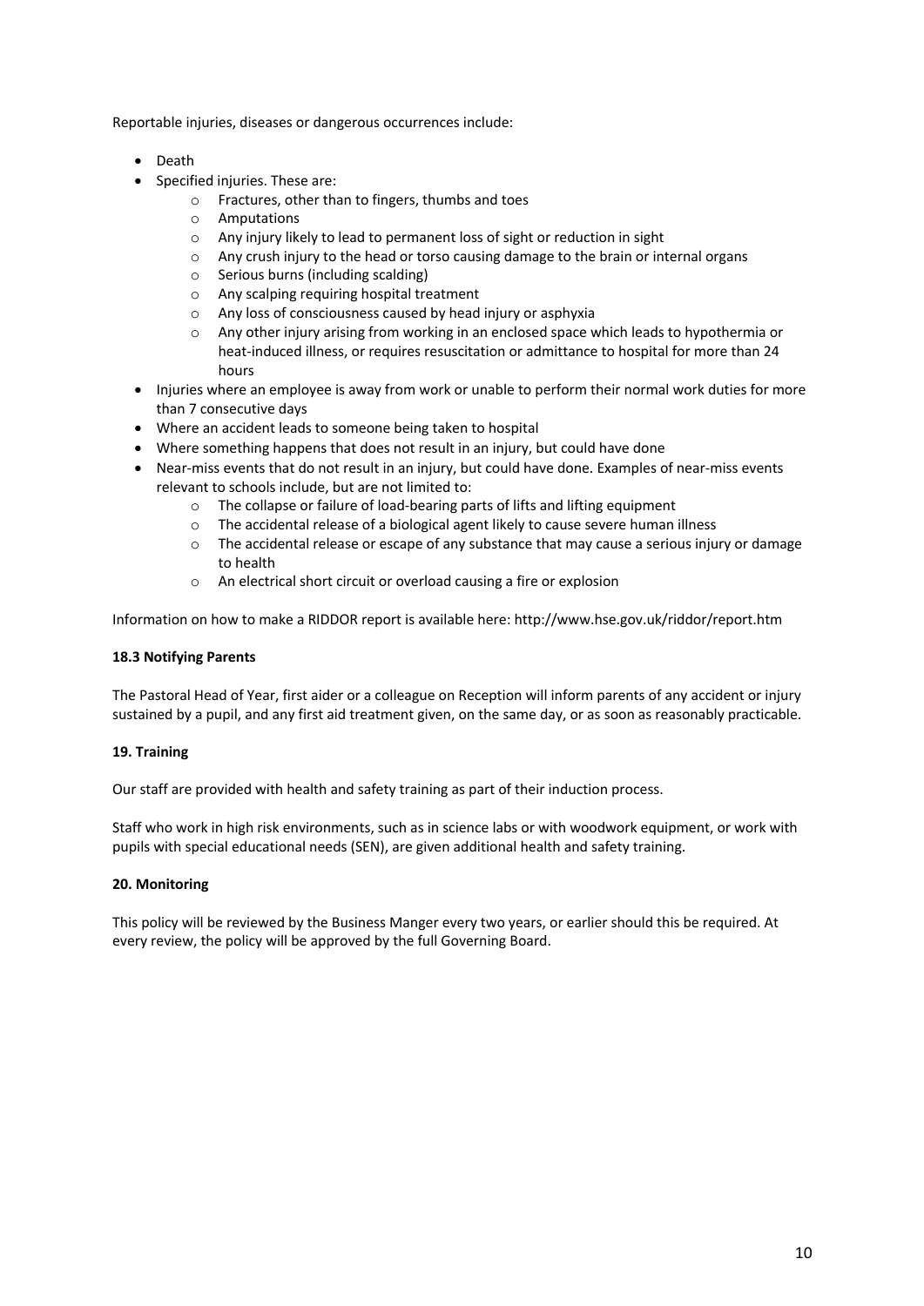Reportable injuries, diseases or dangerous occurrences include:

- Death
- Specified injuries. These are:
  - Fractures, other than to fingers, thumbs and toes
  - Amputations
  - Any injury likely to lead to permanent loss of sight or reduction in sight
  - Any crush injury to the head or torso causing damage to the brain or internal organs
  - Serious burns (including scalding)
  - Any scalping requiring hospital treatment
  - Any loss of consciousness caused by head injury or asphyxia
  - Any other injury arising from working in an enclosed space which leads to hypothermia or heat-induced illness, or requires resuscitation or admittance to hospital for more than 24 hours
- Injuries where an employee is away from work or unable to perform their normal work duties for more than 7 consecutive days
- Where an accident leads to someone being taken to hospital
- Where something happens that does not result in an injury, but could have done
- Near-miss events that do not result in an injury, but could have done. Examples of near-miss events relevant to schools include, but are not limited to:
  - The collapse or failure of load-bearing parts of lifts and lifting equipment
  - The accidental release of a biological agent likely to cause severe human illness
  - The accidental release or escape of any substance that may cause a serious injury or damage to health
  - An electrical short circuit or overload causing a fire or explosion

Information on how to make a RIDDOR report is available here: http://www.hse.gov.uk/riddor/report.htm

**18.3 Notifying Parents**

The Pastoral Head of Year, first aider or a colleague on Reception will inform parents of any accident or injury sustained by a pupil, and any first aid treatment given, on the same day, or as soon as reasonably practicable.

**19. Training**

Our staff are provided with health and safety training as part of their induction process.

Staff who work in high risk environments, such as in science labs or with woodwork equipment, or work with pupils with special educational needs (SEN), are given additional health and safety training.

**20. Monitoring**

This policy will be reviewed by the Business Manger every two years, or earlier should this be required. At every review, the policy will be approved by the full Governing Board.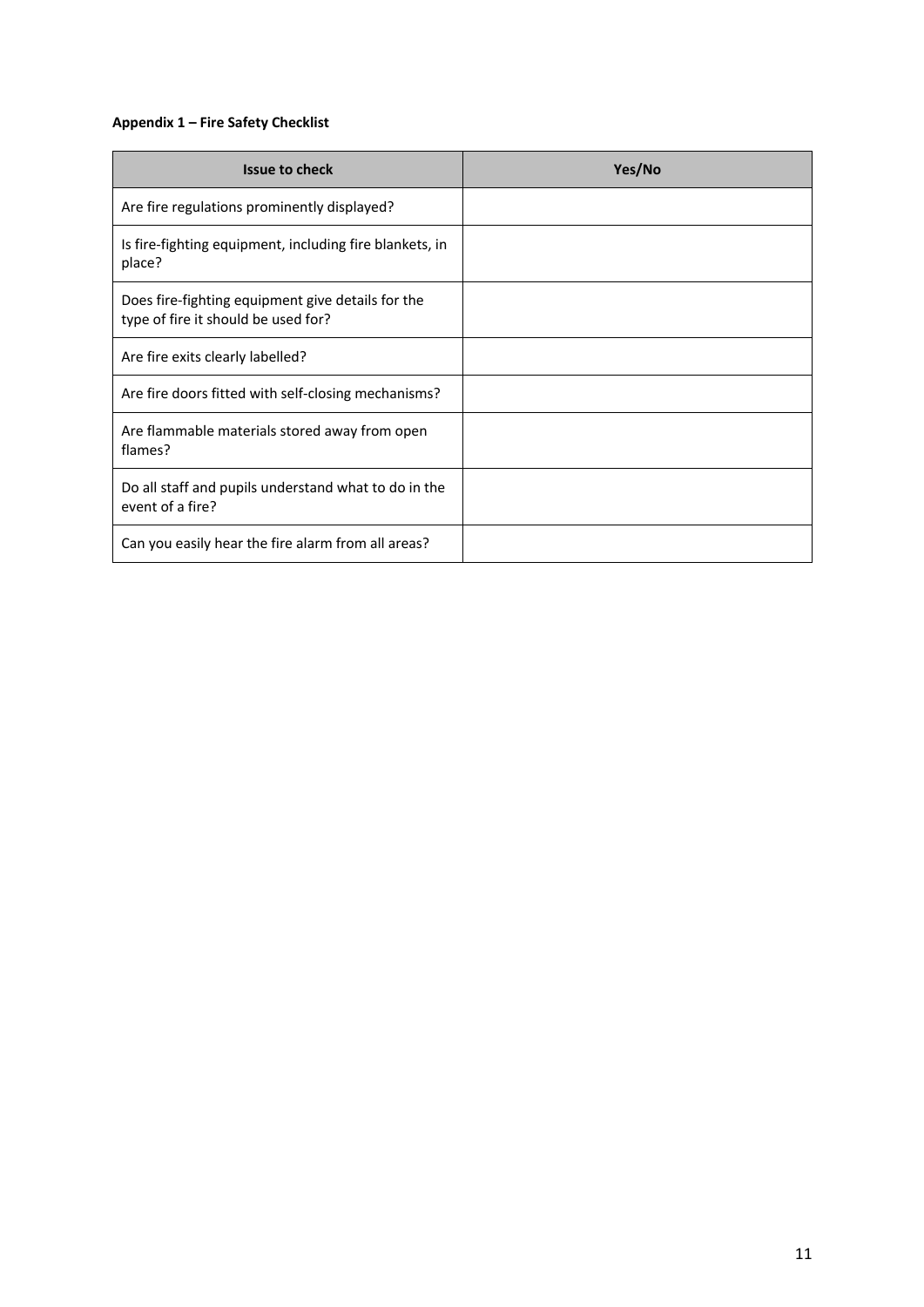**Appendix 1 – Fire Safety Checklist**

| Issue to check | Yes/No |
|---|---|
| Are fire regulations prominently displayed? | |
| Is fire-fighting equipment, including fire blankets, in place? | |
| Does fire-fighting equipment give details for the type of fire it should be used for? | |
| Are fire exits clearly labelled? | |
| Are fire doors fitted with self-closing mechanisms? | |
| Are flammable materials stored away from open flames? | |
| Do all staff and pupils understand what to do in the event of a fire? | |
| Can you easily hear the fire alarm from all areas? | |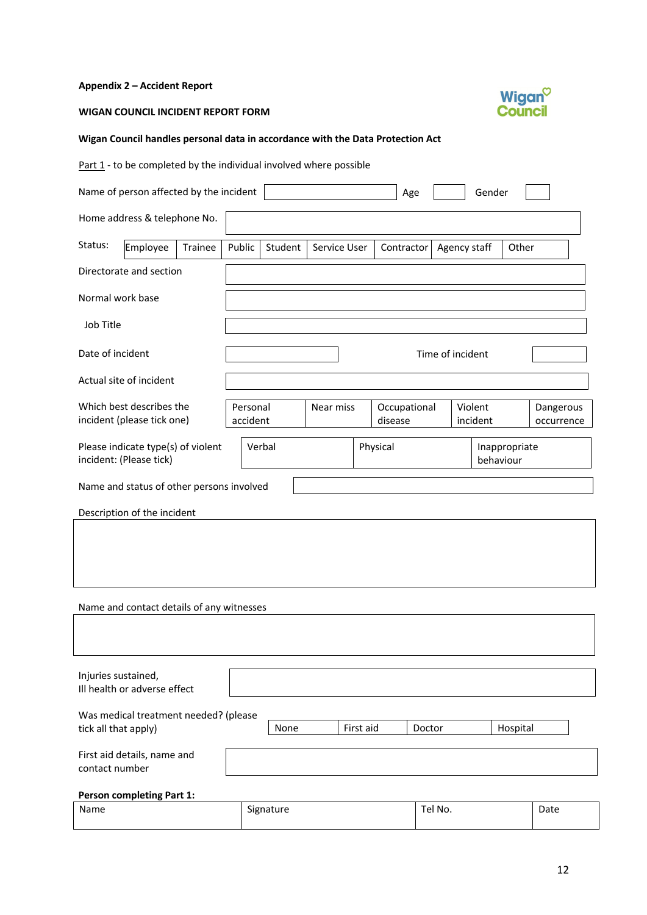**Appendix 2 – Accident Report**

**WIGAN COUNCIL INCIDENT REPORT FORM**

**Wigan Council handles personal data in accordance with the Data Protection Act**

Part 1 - to be completed by the individual involved where possible

| Name of person affected by the incident | | Age | | Gender | |
|---|---|---|---|---|---|

| Home address & telephone No. | |
|---|---|

| Status: | Employee | Trainee | Public | Student | Service User | Contractor | Agency staff | Other |
|---|---|---|---|---|---|---|---|---|

| Directorate and section | |
|---|---|
| Normal work base | |
| Job Title | |

| Date of incident | | Time of incident | |
|---|---|---|---|

| Actual site of incident | |
|---|---|

| Which best describes the incident (please tick one) | Personal accident | Near miss | Occupational disease | Violent incident | Dangerous occurrence |
|---|---|---|---|---|---|

| Please indicate type(s) of violent incident: (Please tick) | Verbal | Physical | Inappropriate behaviour |
|---|---|---|---|

| Name and status of other persons involved | |
|---|---|

Description of the incident

| |
|---|
| |

Name and contact details of any witnesses

| |
|---|
| |

| Injuries sustained, Ill health or adverse effect | |
|---|---|

| Was medical treatment needed? (please tick all that apply) | None | First aid | Doctor | Hospital |
|---|---|---|---|---|

| First aid details, name and contact number | |
|---|---|

**Person completing Part 1:**

| Name | Signature | Tel No. | Date |
|---|---|---|---|
| | | | |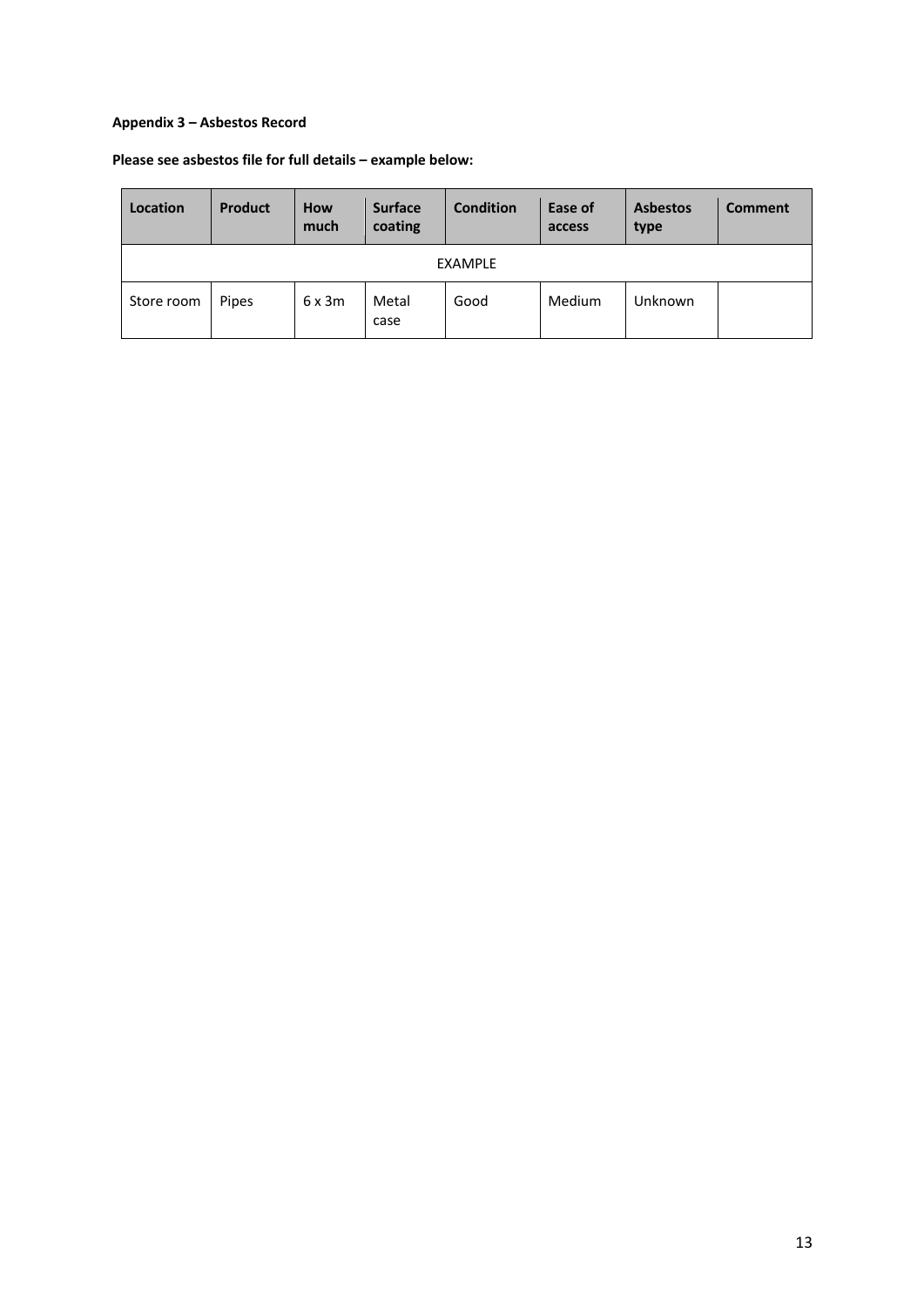**Appendix 3 – Asbestos Record**

**Please see asbestos file for full details – example below:**

| Location | Product | How much | Surface coating | Condition | Ease of access | Asbestos type | Comment |
|---|---|---|---|---|---|---|---|
| EXAMPLE | | | | | | | |
| Store room | Pipes | 6 x 3m | Metal case | Good | Medium | Unknown | |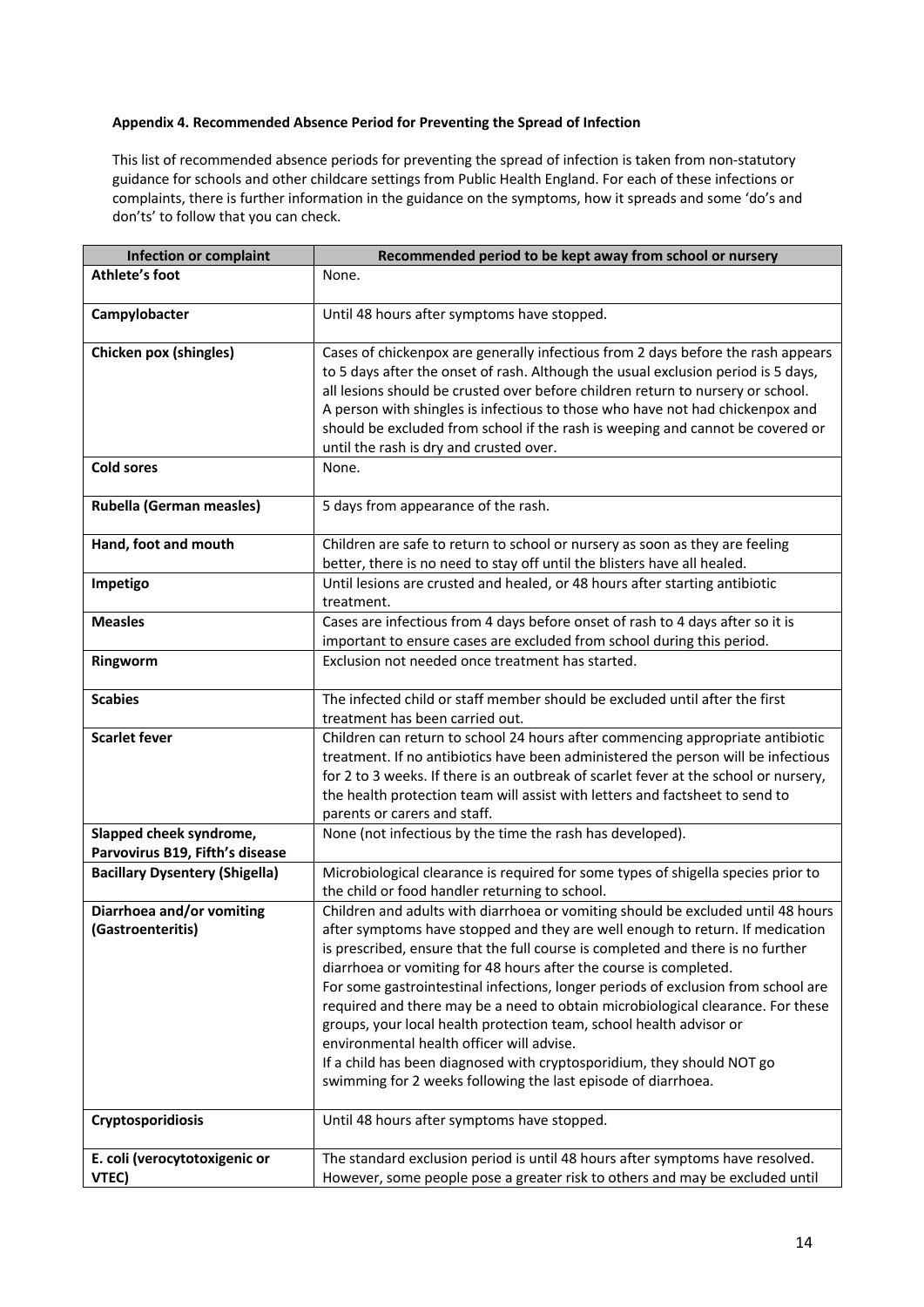#### Appendix 4. Recommended Absence Period for Preventing the Spread of Infection

This list of recommended absence periods for preventing the spread of infection is taken from non-statutory guidance for schools and other childcare settings from Public Health England. For each of these infections or complaints, there is further information in the guidance on the symptoms, how it spreads and some 'do's and don'ts' to follow that you can check.

| Infection or complaint | Recommended period to be kept away from school or nursery |
| --- | --- |
| **Athlete's foot** | None. |
| **Campylobacter** | Until 48 hours after symptoms have stopped. |
| **Chicken pox (shingles)** | Cases of chickenpox are generally infectious from 2 days before the rash appears to 5 days after the onset of rash. Although the usual exclusion period is 5 days, all lesions should be crusted over before children return to nursery or school. A person with shingles is infectious to those who have not had chickenpox and should be excluded from school if the rash is weeping and cannot be covered or until the rash is dry and crusted over. |
| **Cold sores** | None. |
| **Rubella (German measles)** | 5 days from appearance of the rash. |
| **Hand, foot and mouth** | Children are safe to return to school or nursery as soon as they are feeling better, there is no need to stay off until the blisters have all healed. |
| **Impetigo** | Until lesions are crusted and healed, or 48 hours after starting antibiotic treatment. |
| **Measles** | Cases are infectious from 4 days before onset of rash to 4 days after so it is important to ensure cases are excluded from school during this period. |
| **Ringworm** | Exclusion not needed once treatment has started. |
| **Scabies** | The infected child or staff member should be excluded until after the first treatment has been carried out. |
| **Scarlet fever** | Children can return to school 24 hours after commencing appropriate antibiotic treatment. If no antibiotics have been administered the person will be infectious for 2 to 3 weeks. If there is an outbreak of scarlet fever at the school or nursery, the health protection team will assist with letters and factsheet to send to parents or carers and staff. |
| **Slapped cheek syndrome, Parvovirus B19, Fifth's disease** | None (not infectious by the time the rash has developed). |
| **Bacillary Dysentery (Shigella)** | Microbiological clearance is required for some types of shigella species prior to the child or food handler returning to school. |
| **Diarrhoea and/or vomiting (Gastroenteritis)** | Children and adults with diarrhoea or vomiting should be excluded until 48 hours after symptoms have stopped and they are well enough to return. If medication is prescribed, ensure that the full course is completed and there is no further diarrhoea or vomiting for 48 hours after the course is completed. For some gastrointestinal infections, longer periods of exclusion from school are required and there may be a need to obtain microbiological clearance. For these groups, your local health protection team, school health advisor or environmental health officer will advise. If a child has been diagnosed with cryptosporidium, they should NOT go swimming for 2 weeks following the last episode of diarrhoea. |
| **Cryptosporidiosis** | Until 48 hours after symptoms have stopped. |
| **E. coli (verocytotoxigenic or VTEC)** | The standard exclusion period is until 48 hours after symptoms have resolved. However, some people pose a greater risk to others and may be excluded until |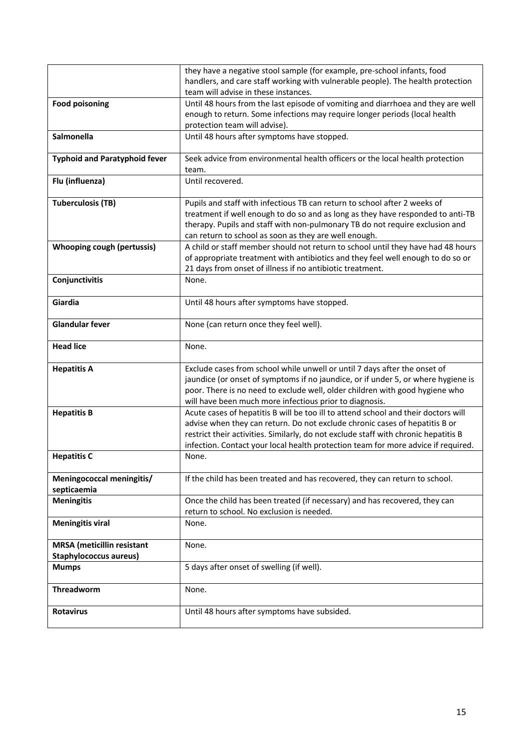| | |
|---|---|
| | they have a negative stool sample (for example, pre-school infants, food handlers, and care staff working with vulnerable people). The health protection team will advise in these instances. |
| **Food poisoning** | Until 48 hours from the last episode of vomiting and diarrhoea and they are well enough to return. Some infections may require longer periods (local health protection team will advise). |
| **Salmonella** | Until 48 hours after symptoms have stopped. |
| **Typhoid and Paratyphoid fever** | Seek advice from environmental health officers or the local health protection team. |
| **Flu (influenza)** | Until recovered. |
| **Tuberculosis (TB)** | Pupils and staff with infectious TB can return to school after 2 weeks of treatment if well enough to do so and as long as they have responded to anti-TB therapy. Pupils and staff with non-pulmonary TB do not require exclusion and can return to school as soon as they are well enough. |
| **Whooping cough (pertussis)** | A child or staff member should not return to school until they have had 48 hours of appropriate treatment with antibiotics and they feel well enough to do so or 21 days from onset of illness if no antibiotic treatment. |
| **Conjunctivitis** | None. |
| **Giardia** | Until 48 hours after symptoms have stopped. |
| **Glandular fever** | None (can return once they feel well). |
| **Head lice** | None. |
| **Hepatitis A** | Exclude cases from school while unwell or until 7 days after the onset of jaundice (or onset of symptoms if no jaundice, or if under 5, or where hygiene is poor. There is no need to exclude well, older children with good hygiene who will have been much more infectious prior to diagnosis. |
| **Hepatitis B** | Acute cases of hepatitis B will be too ill to attend school and their doctors will advise when they can return. Do not exclude chronic cases of hepatitis B or restrict their activities. Similarly, do not exclude staff with chronic hepatitis B infection. Contact your local health protection team for more advice if required. |
| **Hepatitis C** | None. |
| **Meningococcal meningitis/ septicaemia** | If the child has been treated and has recovered, they can return to school. |
| **Meningitis** | Once the child has been treated (if necessary) and has recovered, they can return to school. No exclusion is needed. |
| **Meningitis viral** | None. |
| **MRSA (meticillin resistant Staphylococcus aureus)** | None. |
| **Mumps** | 5 days after onset of swelling (if well). |
| **Threadworm** | None. |
| **Rotavirus** | Until 48 hours after symptoms have subsided. |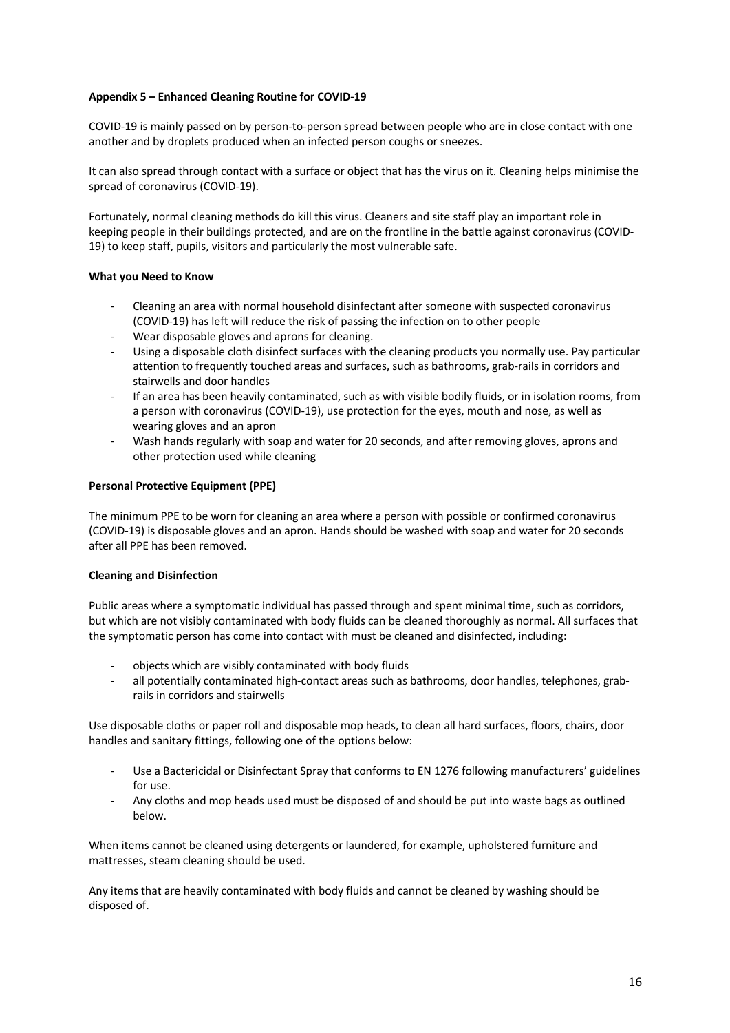**Appendix 5 – Enhanced Cleaning Routine for COVID-19**

COVID-19 is mainly passed on by person-to-person spread between people who are in close contact with one another and by droplets produced when an infected person coughs or sneezes.

It can also spread through contact with a surface or object that has the virus on it. Cleaning helps minimise the spread of coronavirus (COVID-19).

Fortunately, normal cleaning methods do kill this virus. Cleaners and site staff play an important role in keeping people in their buildings protected, and are on the frontline in the battle against coronavirus (COVID-19) to keep staff, pupils, visitors and particularly the most vulnerable safe.

**What you Need to Know**

- Cleaning an area with normal household disinfectant after someone with suspected coronavirus (COVID-19) has left will reduce the risk of passing the infection on to other people
- Wear disposable gloves and aprons for cleaning.
- Using a disposable cloth disinfect surfaces with the cleaning products you normally use. Pay particular attention to frequently touched areas and surfaces, such as bathrooms, grab-rails in corridors and stairwells and door handles
- If an area has been heavily contaminated, such as with visible bodily fluids, or in isolation rooms, from a person with coronavirus (COVID-19), use protection for the eyes, mouth and nose, as well as wearing gloves and an apron
- Wash hands regularly with soap and water for 20 seconds, and after removing gloves, aprons and other protection used while cleaning

**Personal Protective Equipment (PPE)**

The minimum PPE to be worn for cleaning an area where a person with possible or confirmed coronavirus (COVID-19) is disposable gloves and an apron. Hands should be washed with soap and water for 20 seconds after all PPE has been removed.

**Cleaning and Disinfection**

Public areas where a symptomatic individual has passed through and spent minimal time, such as corridors, but which are not visibly contaminated with body fluids can be cleaned thoroughly as normal. All surfaces that the symptomatic person has come into contact with must be cleaned and disinfected, including:

- objects which are visibly contaminated with body fluids
- all potentially contaminated high-contact areas such as bathrooms, door handles, telephones, grab-rails in corridors and stairwells

Use disposable cloths or paper roll and disposable mop heads, to clean all hard surfaces, floors, chairs, door handles and sanitary fittings, following one of the options below:

- Use a Bactericidal or Disinfectant Spray that conforms to EN 1276 following manufacturers' guidelines for use.
- Any cloths and mop heads used must be disposed of and should be put into waste bags as outlined below.

When items cannot be cleaned using detergents or laundered, for example, upholstered furniture and mattresses, steam cleaning should be used.

Any items that are heavily contaminated with body fluids and cannot be cleaned by washing should be disposed of.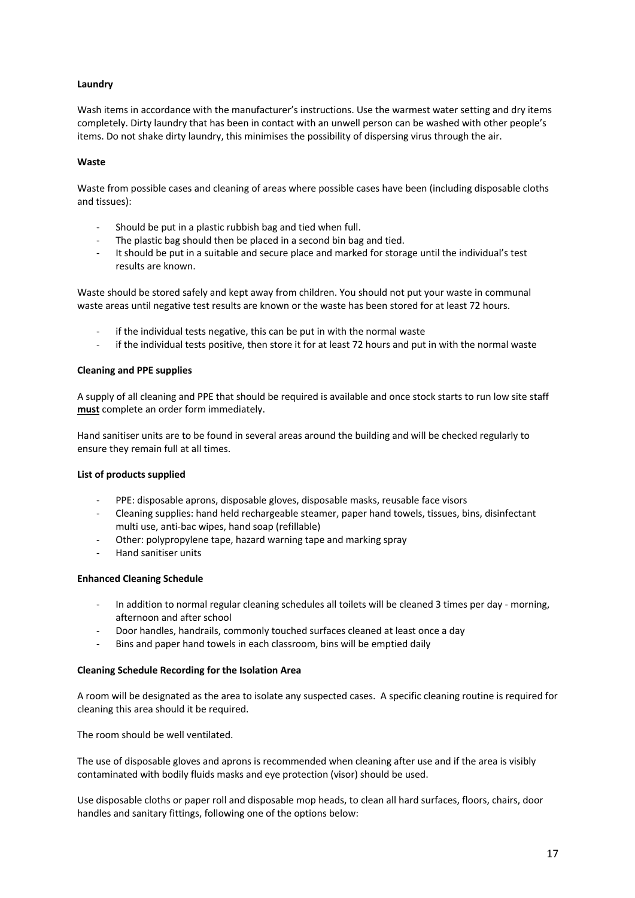**Laundry**

Wash items in accordance with the manufacturer's instructions. Use the warmest water setting and dry items completely. Dirty laundry that has been in contact with an unwell person can be washed with other people's items. Do not shake dirty laundry, this minimises the possibility of dispersing virus through the air.

**Waste**

Waste from possible cases and cleaning of areas where possible cases have been (including disposable cloths and tissues):

- Should be put in a plastic rubbish bag and tied when full.
- The plastic bag should then be placed in a second bin bag and tied.
- It should be put in a suitable and secure place and marked for storage until the individual's test results are known.

Waste should be stored safely and kept away from children. You should not put your waste in communal waste areas until negative test results are known or the waste has been stored for at least 72 hours.

- if the individual tests negative, this can be put in with the normal waste
- if the individual tests positive, then store it for at least 72 hours and put in with the normal waste

**Cleaning and PPE supplies**

A supply of all cleaning and PPE that should be required is available and once stock starts to run low site staff <u>**must**</u> complete an order form immediately.

Hand sanitiser units are to be found in several areas around the building and will be checked regularly to ensure they remain full at all times.

**List of products supplied**

- PPE: disposable aprons, disposable gloves, disposable masks, reusable face visors
- Cleaning supplies: hand held rechargeable steamer, paper hand towels, tissues, bins, disinfectant multi use, anti-bac wipes, hand soap (refillable)
- Other: polypropylene tape, hazard warning tape and marking spray
- Hand sanitiser units

**Enhanced Cleaning Schedule**

- In addition to normal regular cleaning schedules all toilets will be cleaned 3 times per day - morning, afternoon and after school
- Door handles, handrails, commonly touched surfaces cleaned at least once a day
- Bins and paper hand towels in each classroom, bins will be emptied daily

**Cleaning Schedule Recording for the Isolation Area**

A room will be designated as the area to isolate any suspected cases. A specific cleaning routine is required for cleaning this area should it be required.

The room should be well ventilated.

The use of disposable gloves and aprons is recommended when cleaning after use and if the area is visibly contaminated with bodily fluids masks and eye protection (visor) should be used.

Use disposable cloths or paper roll and disposable mop heads, to clean all hard surfaces, floors, chairs, door handles and sanitary fittings, following one of the options below: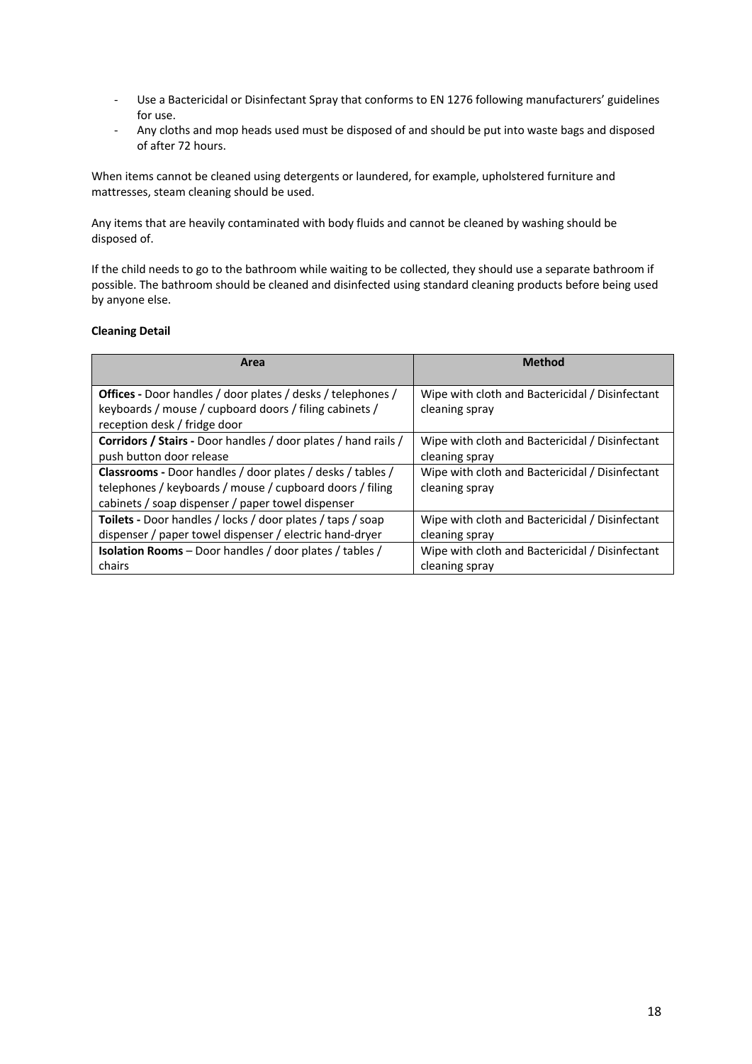- Use a Bactericidal or Disinfectant Spray that conforms to EN 1276 following manufacturers' guidelines for use.
- Any cloths and mop heads used must be disposed of and should be put into waste bags and disposed of after 72 hours.

When items cannot be cleaned using detergents or laundered, for example, upholstered furniture and mattresses, steam cleaning should be used.

Any items that are heavily contaminated with body fluids and cannot be cleaned by washing should be disposed of.

If the child needs to go to the bathroom while waiting to be collected, they should use a separate bathroom if possible. The bathroom should be cleaned and disinfected using standard cleaning products before being used by anyone else.

**Cleaning Detail**

| Area | Method |
|---|---|
| **Offices -** Door handles / door plates / desks / telephones / keyboards / mouse / cupboard doors / filing cabinets / reception desk / fridge door | Wipe with cloth and Bactericidal / Disinfectant cleaning spray |
| **Corridors / Stairs -** Door handles / door plates / hand rails / push button door release | Wipe with cloth and Bactericidal / Disinfectant cleaning spray |
| **Classrooms -** Door handles / door plates / desks / tables / telephones / keyboards / mouse / cupboard doors / filing cabinets / soap dispenser / paper towel dispenser | Wipe with cloth and Bactericidal / Disinfectant cleaning spray |
| **Toilets -** Door handles / locks / door plates / taps / soap dispenser / paper towel dispenser / electric hand-dryer | Wipe with cloth and Bactericidal / Disinfectant cleaning spray |
| **Isolation Rooms** – Door handles / door plates / tables / chairs | Wipe with cloth and Bactericidal / Disinfectant cleaning spray |